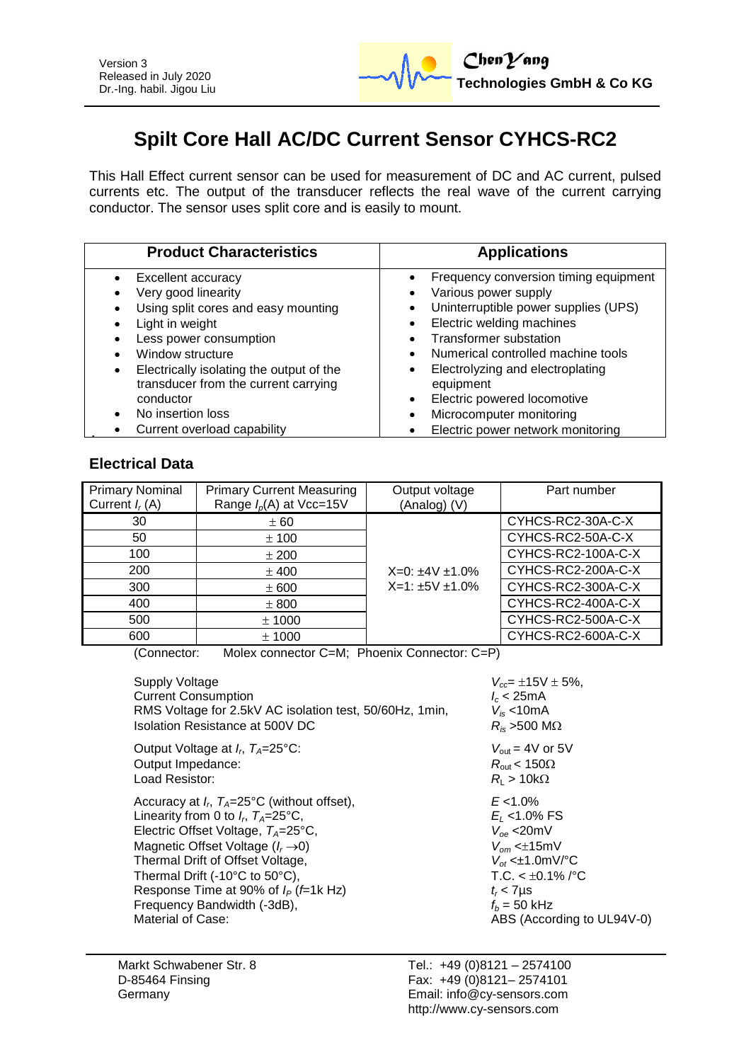Version 3
Released in July 2020
Dr.-Ing. habil. Jigou Liu

ChenYang Technologies GmbH & Co KG

# Spilt Core Hall AC/DC Current Sensor CYHCS-RC2

This Hall Effect current sensor can be used for measurement of DC and AC current, pulsed currents etc. The output of the transducer reflects the real wave of the current carrying conductor. The sensor uses split core and is easily to mount.

| Product Characteristics | Applications |
|---|---|
| • Excellent accuracy<br>• Very good linearity<br>• Using split cores and easy mounting<br>• Light in weight<br>• Less power consumption<br>• Window structure<br>• Electrically isolating the output of the transducer from the current carrying conductor<br>• No insertion loss<br>• Current overload capability | • Frequency conversion timing equipment<br>• Various power supply<br>• Uninterruptible power supplies (UPS)<br>• Electric welding machines<br>• Transformer substation<br>• Numerical controlled machine tools<br>• Electrolyzing and electroplating equipment<br>• Electric powered locomotive<br>• Microcomputer monitoring<br>• Electric power network monitoring |

## Electrical Data

| Primary Nominal Current $I_r$ (A) | Primary Current Measuring Range $I_p$(A) at Vcc=15V | Output voltage (Analog) (V) | Part number |
|---|---|---|---|
| 30 | ± 60 | X=0: ±4V ±1.0%<br>X=1: ±5V ±1.0% | CYHCS-RC2-30A-C-X |
| 50 | ± 100 | | CYHCS-RC2-50A-C-X |
| 100 | ± 200 | | CYHCS-RC2-100A-C-X |
| 200 | ± 400 | | CYHCS-RC2-200A-C-X |
| 300 | ± 600 | | CYHCS-RC2-300A-C-X |
| 400 | ± 800 | | CYHCS-RC2-400A-C-X |
| 500 | ± 1000 | | CYHCS-RC2-500A-C-X |
| 600 | ± 1000 | | CYHCS-RC2-600A-C-X |

(Connector: Molex connector C=M; Phoenix Connector: C=P)

| | |
|---|---|
| Supply Voltage | $V_{cc}$= ±15V ± 5%, |
| Current Consumption | $I_c$ < 25mA |
| RMS Voltage for 2.5kV AC isolation test, 50/60Hz, 1min, | $V_{is}$ <10mA |
| Isolation Resistance at 500V DC | $R_{is}$ >500 MΩ |
| Output Voltage at $I_r$, $T_A$=25°C: | $V_{out}$ = 4V or 5V |
| Output Impedance: | $R_{out}$ < 150Ω |
| Load Resistor: | $R_L$ > 10kΩ |
| Accuracy at $I_r$, $T_A$=25°C (without offset), | $E$ <1.0% |
| Linearity from 0 to $I_r$, $T_A$=25°C, | $E_L$ <1.0% FS |
| Electric Offset Voltage, $T_A$=25°C, | $V_{oe}$ <20mV |
| Magnetic Offset Voltage ($I_r \rightarrow 0$) | $V_{om}$ <±15mV |
| Thermal Drift of Offset Voltage, | $V_{ot}$ <±1.0mV/°C |
| Thermal Drift (-10°C to 50°C), | T.C. < ±0.1% /°C |
| Response Time at 90% of $I_P$ ($f$=1k Hz) | $t_r$ < 7µs |
| Frequency Bandwidth (-3dB), | $f_b$ = 50 kHz |
| Material of Case: | ABS (According to UL94V-0) |

Markt Schwabener Str. 8
D-85464 Finsing
Germany

Tel.: +49 (0)8121 – 2574100
Fax: +49 (0)8121– 2574101
Email: info@cy-sensors.com
http://www.cy-sensors.com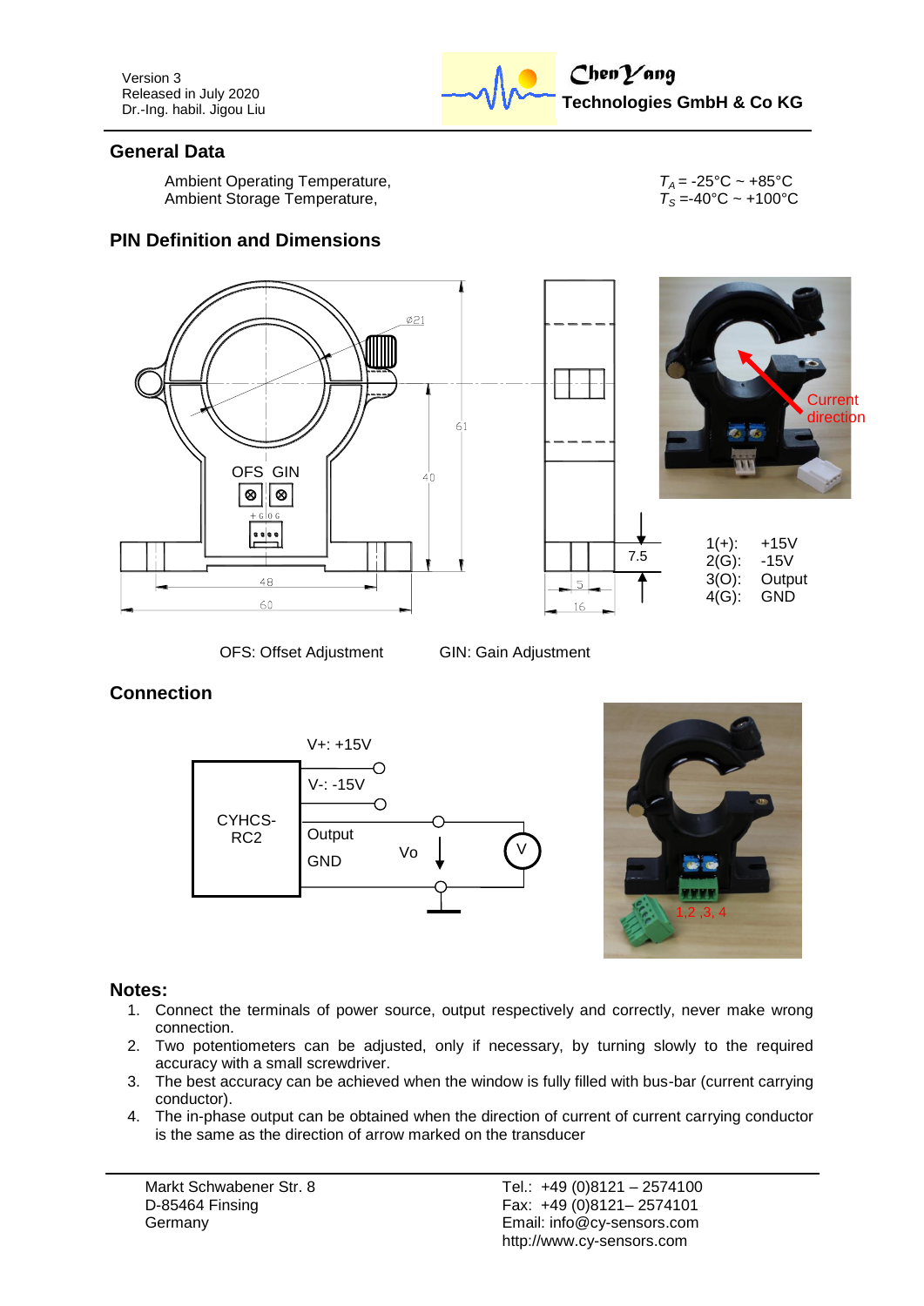## General Data

Ambient Operating Temperature, $T_A$ = -25°C ~ +85°C
Ambient Storage Temperature, $T_S$ =-40°C ~ +100°C

## PIN Definition and Dimensions

| | |
|---|---|
| 1(+): | +15V |
| 2(G): | -15V |
| 3(O): | Output |
| 4(G): | GND |

OFS: Offset Adjustment GIN: Gain Adjustment

## Connection

## Notes:

1. Connect the terminals of power source, output respectively and correctly, never make wrong connection.
2. Two potentiometers can be adjusted, only if necessary, by turning slowly to the required accuracy with a small screwdriver.
3. The best accuracy can be achieved when the window is fully filled with bus-bar (current carrying conductor).
4. The in-phase output can be obtained when the direction of current of current carrying conductor is the same as the direction of arrow marked on the transducer

Markt Schwabener Str. 8
D-85464 Finsing
Germany

Tel.: +49 (0)8121 – 2574100
Fax: +49 (0)8121– 2574101
Email: info@cy-sensors.com
http://www.cy-sensors.com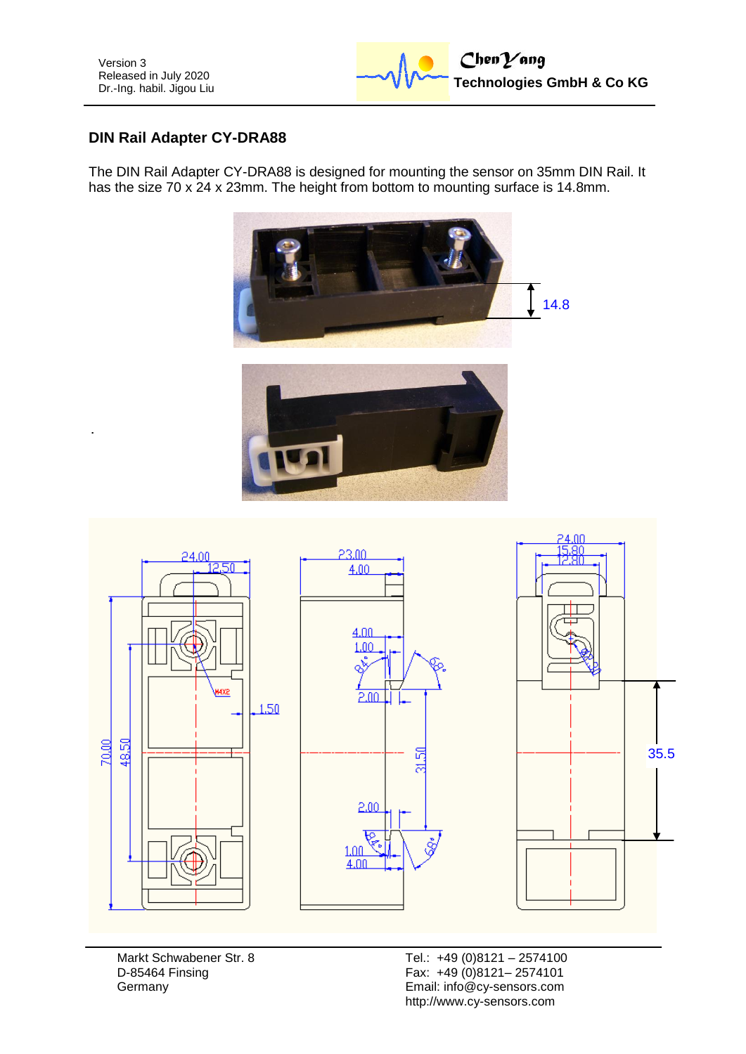## DIN Rail Adapter CY-DRA88

The DIN Rail Adapter CY-DRA88 is designed for mounting the sensor on 35mm DIN Rail. It has the size 70 x 24 x 23mm. The height from bottom to mounting surface is 14.8mm.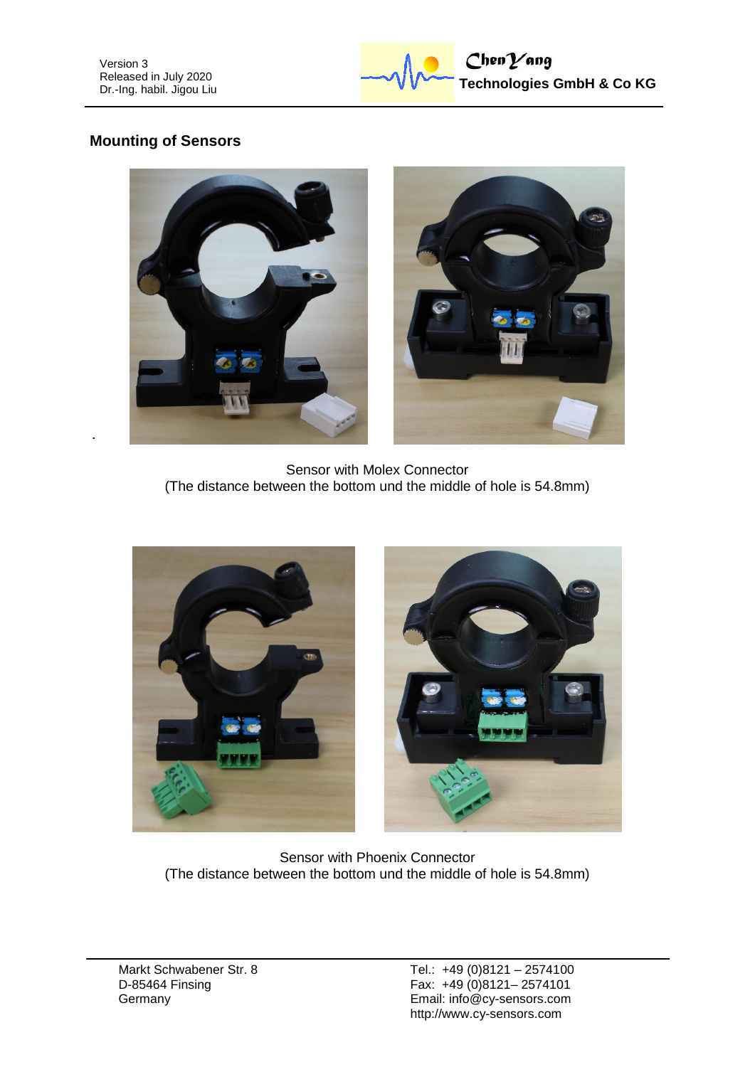## Mounting of Sensors

.

Sensor with Molex Connector
(The distance between the bottom und the middle of hole is 54.8mm)

Sensor with Phoenix Connector
(The distance between the bottom und the middle of hole is 54.8mm)